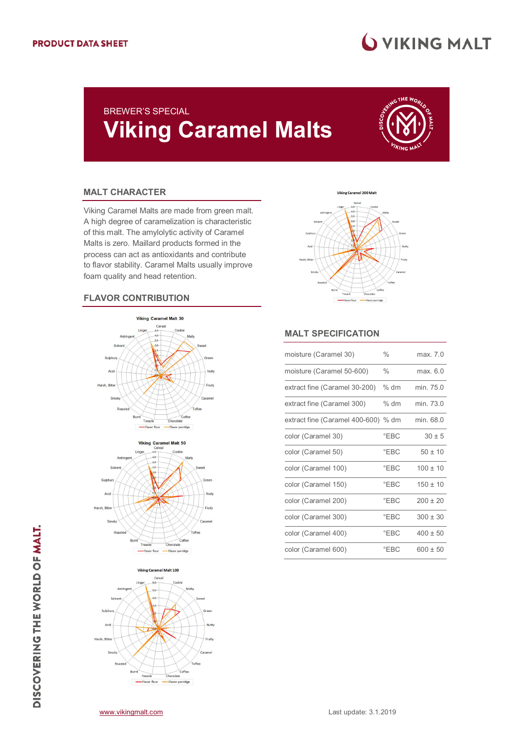PRODUCT DATA SHEET

BREWER'S SPECIAL

# Viking Caramel Malts

## MALT CHARACTER

Viking Caramel Malts are made from green malt. A high degree of caramelization is characteristic of this malt. The amylolytic activity of Caramel Malts is zero. Maillard products formed in the process can act as antioxidants and contribute to flavor stability. Caramel Malts usually improve foam quality and head retention.

## FLAVOR CONTRIBUTION

## MALT SPECIFICATION

| | | |
|---|---|---|
| moisture (Caramel 30) | % | max. 7.0 |
| moisture (Caramel 50-600) | % | max. 6.0 |
| extract fine (Caramel 30-200) | % dm | min. 75.0 |
| extract fine (Caramel 300) | % dm | min. 73.0 |
| extract fine (Caramel 400-600) | % dm | min. 68.0 |
| color (Caramel 30) | °EBC | 30 ± 5 |
| color (Caramel 50) | °EBC | 50 ± 10 |
| color (Caramel 100) | °EBC | 100 ± 10 |
| color (Caramel 150) | °EBC | 150 ± 10 |
| color (Caramel 200) | °EBC | 200 ± 20 |
| color (Caramel 300) | °EBC | 300 ± 30 |
| color (Caramel 400) | °EBC | 400 ± 50 |
| color (Caramel 600) | °EBC | 600 ± 50 |

www.vikingmalt.com

Last update: 3.1.2019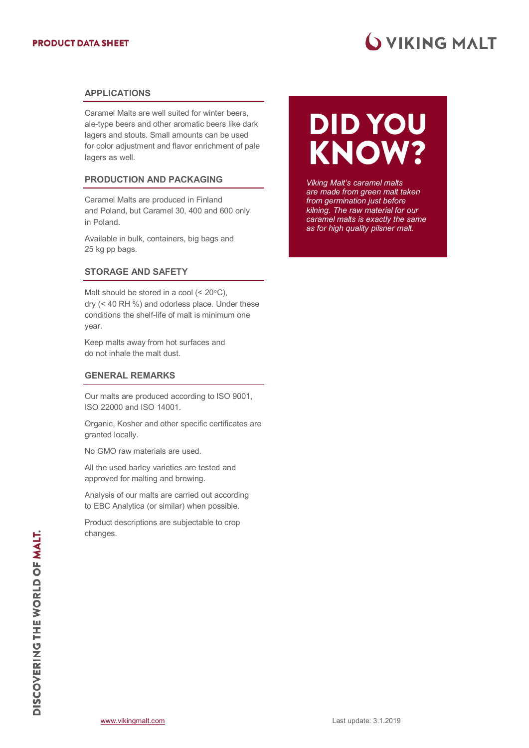## APPLICATIONS

Caramel Malts are well suited for winter beers, ale-type beers and other aromatic beers like dark lagers and stouts. Small amounts can be used for color adjustment and flavor enrichment of pale lagers as well.

## PRODUCTION AND PACKAGING

Caramel Malts are produced in Finland and Poland, but Caramel 30, 400 and 600 only in Poland.

Available in bulk, containers, big bags and 25 kg pp bags.

## STORAGE AND SAFETY

Malt should be stored in a cool (< 20°C), dry (< 40 RH %) and odorless place. Under these conditions the shelf-life of malt is minimum one year.

Keep malts away from hot surfaces and do not inhale the malt dust.

## GENERAL REMARKS

Our malts are produced according to ISO 9001, ISO 22000 and ISO 14001.

Organic, Kosher and other specific certificates are granted locally.

No GMO raw materials are used.

All the used barley varieties are tested and approved for malting and brewing.

Analysis of our malts are carried out according to EBC Analytica (or similar) when possible.

Product descriptions are subjectable to crop changes.

## DID YOU KNOW?

*Viking Malt's caramel malts are made from green malt taken from germination just before kilning. The raw material for our caramel malts is exactly the same as for high quality pilsner malt.*

www.vikingmalt.com

Last update: 3.1.2019